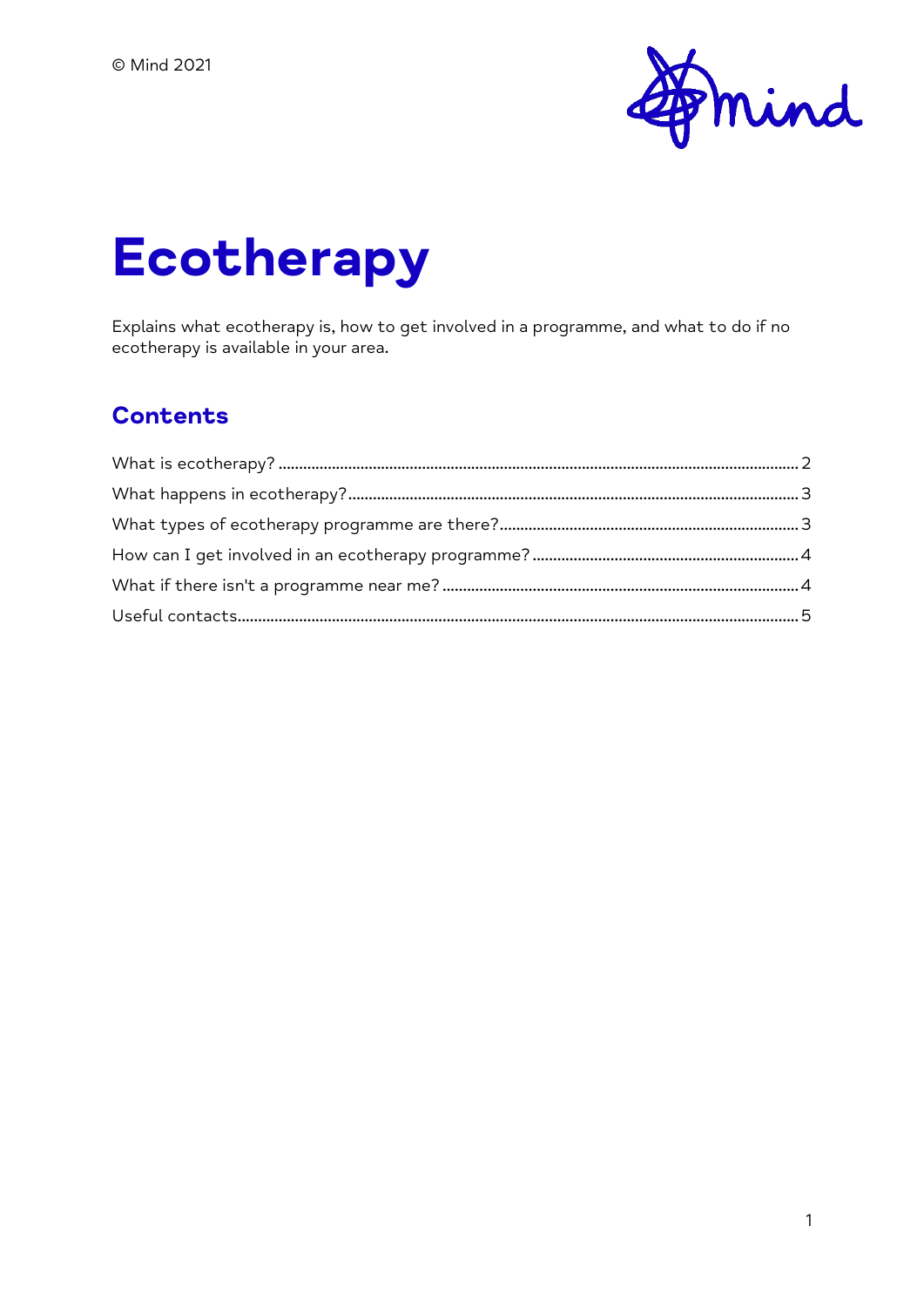© Mind 2021

# Ecotherapy

Explains what ecotherapy is, how to get involved in a programme, and what to do if no ecotherapy is available in your area.

## Contents

What is ecotherapy? ..... 2
What happens in ecotherapy? ..... 3
What types of ecotherapy programme are there? ..... 3
How can I get involved in an ecotherapy programme? ..... 4
What if there isn't a programme near me? ..... 4
Useful contacts ..... 5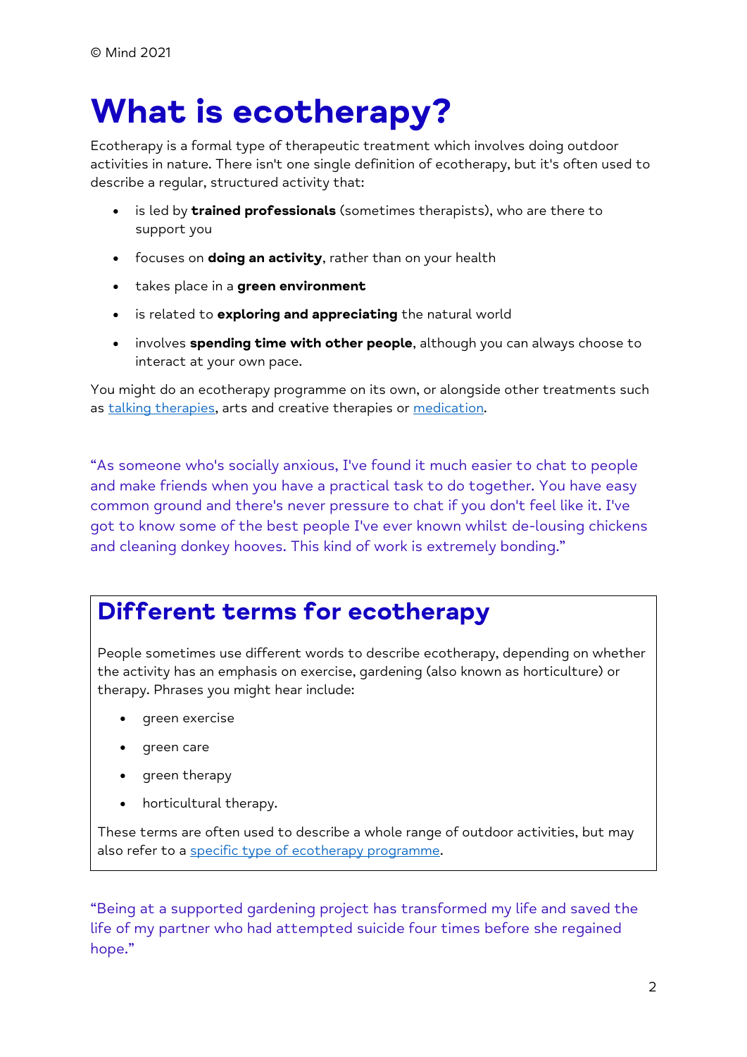© Mind 2021

# What is ecotherapy?

Ecotherapy is a formal type of therapeutic treatment which involves doing outdoor activities in nature. There isn't one single definition of ecotherapy, but it's often used to describe a regular, structured activity that:

- is led by **trained professionals** (sometimes therapists), who are there to support you
- focuses on **doing an activity**, rather than on your health
- takes place in a **green environment**
- is related to **exploring and appreciating** the natural world
- involves **spending time with other people**, although you can always choose to interact at your own pace.

You might do an ecotherapy programme on its own, or alongside other treatments such as talking therapies, arts and creative therapies or medication.

"As someone who's socially anxious, I've found it much easier to chat to people and make friends when you have a practical task to do together. You have easy common ground and there's never pressure to chat if you don't feel like it. I've got to know some of the best people I've ever known whilst de-lousing chickens and cleaning donkey hooves. This kind of work is extremely bonding."

## Different terms for ecotherapy

People sometimes use different words to describe ecotherapy, depending on whether the activity has an emphasis on exercise, gardening (also known as horticulture) or therapy. Phrases you might hear include:

- green exercise
- green care
- green therapy
- horticultural therapy.

These terms are often used to describe a whole range of outdoor activities, but may also refer to a specific type of ecotherapy programme.

"Being at a supported gardening project has transformed my life and saved the life of my partner who had attempted suicide four times before she regained hope."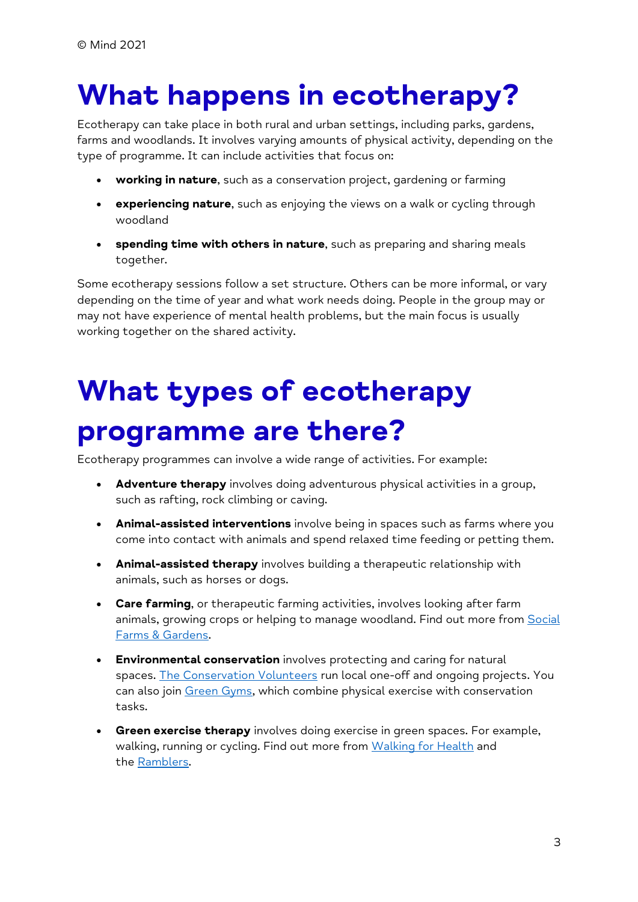# What happens in ecotherapy?

Ecotherapy can take place in both rural and urban settings, including parks, gardens, farms and woodlands. It involves varying amounts of physical activity, depending on the type of programme. It can include activities that focus on:

- **working in nature**, such as a conservation project, gardening or farming
- **experiencing nature**, such as enjoying the views on a walk or cycling through woodland
- **spending time with others in nature**, such as preparing and sharing meals together.

Some ecotherapy sessions follow a set structure. Others can be more informal, or vary depending on the time of year and what work needs doing. People in the group may or may not have experience of mental health problems, but the main focus is usually working together on the shared activity.

# What types of ecotherapy programme are there?

Ecotherapy programmes can involve a wide range of activities. For example:

- **Adventure therapy** involves doing adventurous physical activities in a group, such as rafting, rock climbing or caving.
- **Animal-assisted interventions** involve being in spaces such as farms where you come into contact with animals and spend relaxed time feeding or petting them.
- **Animal-assisted therapy** involves building a therapeutic relationship with animals, such as horses or dogs.
- **Care farming**, or therapeutic farming activities, involves looking after farm animals, growing crops or helping to manage woodland. Find out more from Social Farms & Gardens.
- **Environmental conservation** involves protecting and caring for natural spaces. The Conservation Volunteers run local one-off and ongoing projects. You can also join Green Gyms, which combine physical exercise with conservation tasks.
- **Green exercise therapy** involves doing exercise in green spaces. For example, walking, running or cycling. Find out more from Walking for Health and the Ramblers.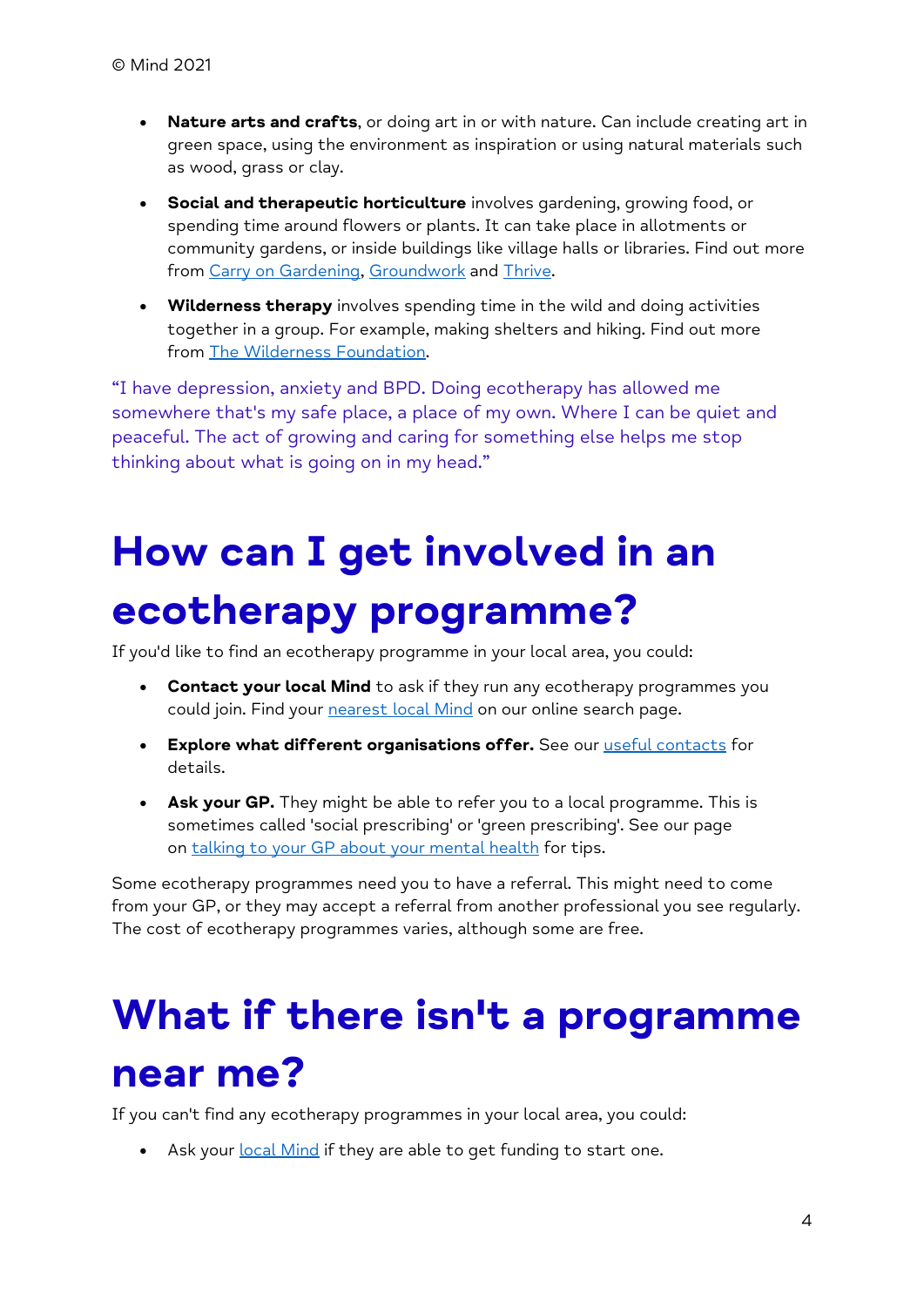- **Nature arts and crafts**, or doing art in or with nature. Can include creating art in green space, using the environment as inspiration or using natural materials such as wood, grass or clay.
- **Social and therapeutic horticulture** involves gardening, growing food, or spending time around flowers or plants. It can take place in allotments or community gardens, or inside buildings like village halls or libraries. Find out more from Carry on Gardening, Groundwork and Thrive.
- **Wilderness therapy** involves spending time in the wild and doing activities together in a group. For example, making shelters and hiking. Find out more from The Wilderness Foundation.

"I have depression, anxiety and BPD. Doing ecotherapy has allowed me somewhere that's my safe place, a place of my own. Where I can be quiet and peaceful. The act of growing and caring for something else helps me stop thinking about what is going on in my head."

# How can I get involved in an ecotherapy programme?

If you'd like to find an ecotherapy programme in your local area, you could:

- **Contact your local Mind** to ask if they run any ecotherapy programmes you could join. Find your nearest local Mind on our online search page.
- **Explore what different organisations offer.** See our useful contacts for details.
- **Ask your GP.** They might be able to refer you to a local programme. This is sometimes called 'social prescribing' or 'green prescribing'. See our page on talking to your GP about your mental health for tips.

Some ecotherapy programmes need you to have a referral. This might need to come from your GP, or they may accept a referral from another professional you see regularly. The cost of ecotherapy programmes varies, although some are free.

# What if there isn't a programme near me?

If you can't find any ecotherapy programmes in your local area, you could:

- Ask your local Mind if they are able to get funding to start one.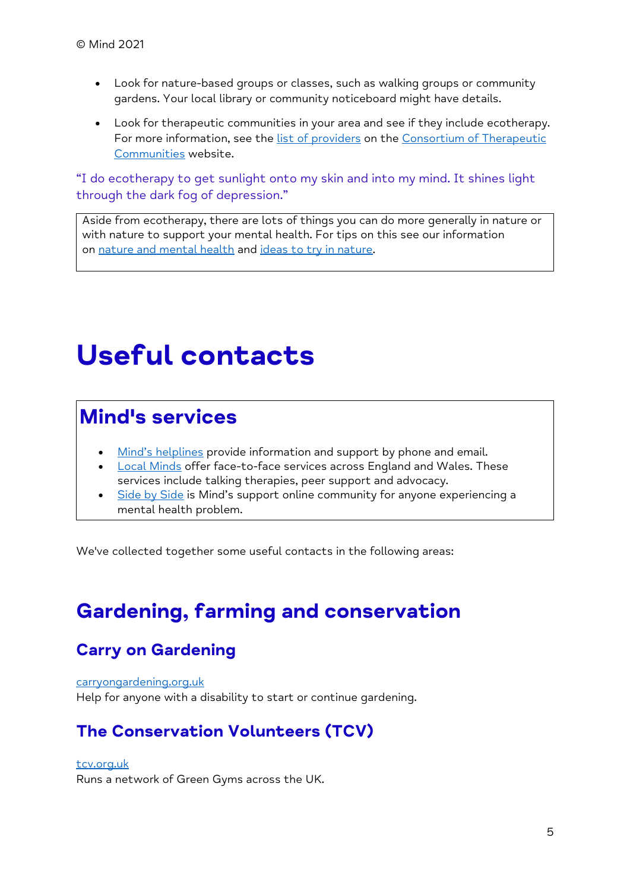© Mind 2021

- Look for nature-based groups or classes, such as walking groups or community gardens. Your local library or community noticeboard might have details.
- Look for therapeutic communities in your area and see if they include ecotherapy. For more information, see the list of providers on the Consortium of Therapeutic Communities website.

"I do ecotherapy to get sunlight onto my skin and into my mind. It shines light through the dark fog of depression."

Aside from ecotherapy, there are lots of things you can do more generally in nature or with nature to support your mental health. For tips on this see our information on nature and mental health and ideas to try in nature.

# Useful contacts

## Mind's services

- Mind's helplines provide information and support by phone and email.
- Local Minds offer face-to-face services across England and Wales. These services include talking therapies, peer support and advocacy.
- Side by Side is Mind's support online community for anyone experiencing a mental health problem.

We've collected together some useful contacts in the following areas:

## Gardening, farming and conservation

### Carry on Gardening

carryongardening.org.uk
Help for anyone with a disability to start or continue gardening.

### The Conservation Volunteers (TCV)

tcv.org.uk
Runs a network of Green Gyms across the UK.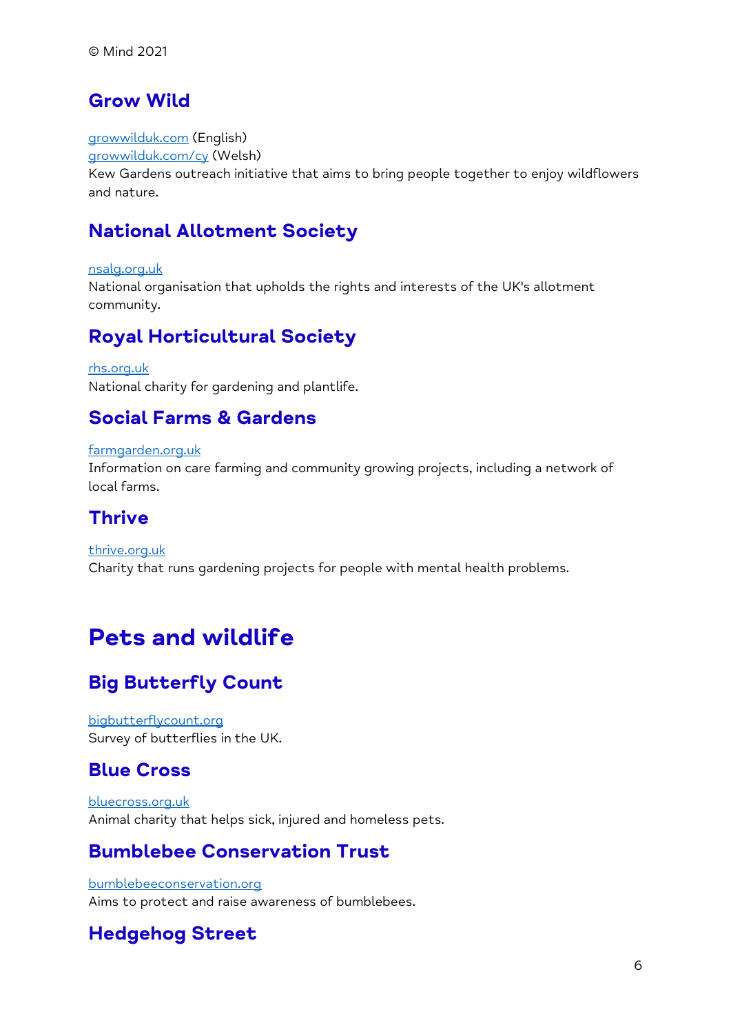© Mind 2021

### Grow Wild

[growwilduk.com](growwilduk.com) (English)
[growwilduk.com/cy](growwilduk.com/cy) (Welsh)
Kew Gardens outreach initiative that aims to bring people together to enjoy wildflowers and nature.

### National Allotment Society

[nsalg.org.uk](nsalg.org.uk)
National organisation that upholds the rights and interests of the UK's allotment community.

### Royal Horticultural Society

[rhs.org.uk](rhs.org.uk)
National charity for gardening and plantlife.

### Social Farms & Gardens

[farmgarden.org.uk](farmgarden.org.uk)
Information on care farming and community growing projects, including a network of local farms.

### Thrive

[thrive.org.uk](thrive.org.uk)
Charity that runs gardening projects for people with mental health problems.

## Pets and wildlife

### Big Butterfly Count

[bigbutterflycount.org](bigbutterflycount.org)
Survey of butterflies in the UK.

### Blue Cross

[bluecross.org.uk](bluecross.org.uk)
Animal charity that helps sick, injured and homeless pets.

### Bumblebee Conservation Trust

[bumblebeeconservation.org](bumblebeeconservation.org)
Aims to protect and raise awareness of bumblebees.

### Hedgehog Street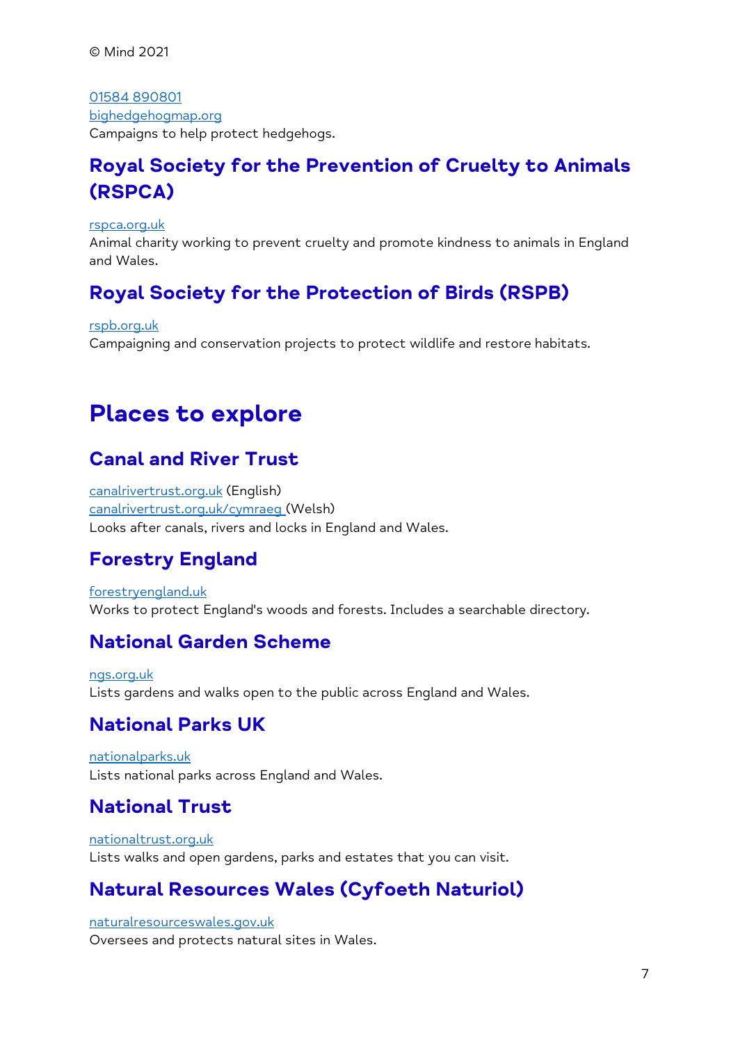01584 890801
bighedgehogmap.org
Campaigns to help protect hedgehogs.

### Royal Society for the Prevention of Cruelty to Animals (RSPCA)

rspca.org.uk
Animal charity working to prevent cruelty and promote kindness to animals in England and Wales.

### Royal Society for the Protection of Birds (RSPB)

rspb.org.uk
Campaigning and conservation projects to protect wildlife and restore habitats.

## Places to explore

### Canal and River Trust

canalrivertrust.org.uk (English)
canalrivertrust.org.uk/cymraeg (Welsh)
Looks after canals, rivers and locks in England and Wales.

### Forestry England

forestryengland.uk
Works to protect England's woods and forests. Includes a searchable directory.

### National Garden Scheme

ngs.org.uk
Lists gardens and walks open to the public across England and Wales.

### National Parks UK

nationalparks.uk
Lists national parks across England and Wales.

### National Trust

nationaltrust.org.uk
Lists walks and open gardens, parks and estates that you can visit.

### Natural Resources Wales (Cyfoeth Naturiol)

naturalresourceswales.gov.uk
Oversees and protects natural sites in Wales.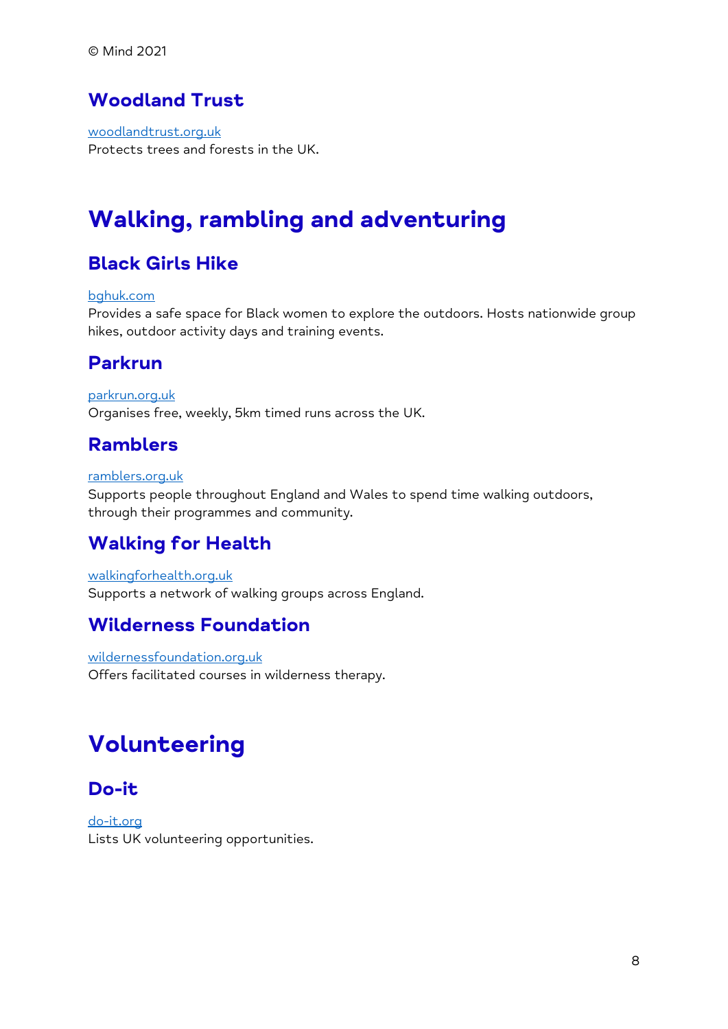© Mind 2021

### Woodland Trust

[woodlandtrust.org.uk](https://woodlandtrust.org.uk)
Protects trees and forests in the UK.

## Walking, rambling and adventuring

### Black Girls Hike

[bghuk.com](https://bghuk.com)
Provides a safe space for Black women to explore the outdoors. Hosts nationwide group hikes, outdoor activity days and training events.

### Parkrun

[parkrun.org.uk](https://parkrun.org.uk)
Organises free, weekly, 5km timed runs across the UK.

### Ramblers

[ramblers.org.uk](https://ramblers.org.uk)
Supports people throughout England and Wales to spend time walking outdoors, through their programmes and community.

### Walking for Health

[walkingforhealth.org.uk](https://walkingforhealth.org.uk)
Supports a network of walking groups across England.

### Wilderness Foundation

[wildernessfoundation.org.uk](https://wildernessfoundation.org.uk)
Offers facilitated courses in wilderness therapy.

## Volunteering

### Do-it

[do-it.org](https://do-it.org)
Lists UK volunteering opportunities.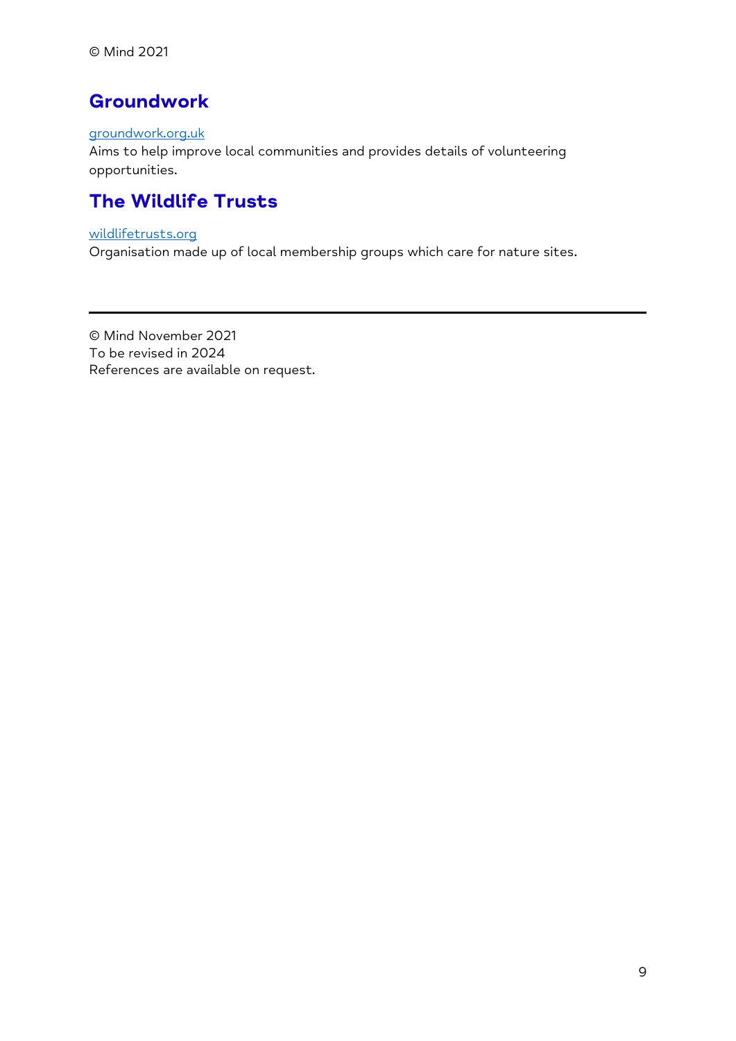## Groundwork

groundwork.org.uk
Aims to help improve local communities and provides details of volunteering opportunities.

## The Wildlife Trusts

wildlifetrusts.org
Organisation made up of local membership groups which care for nature sites.

---

© Mind November 2021
To be revised in 2024
References are available on request.